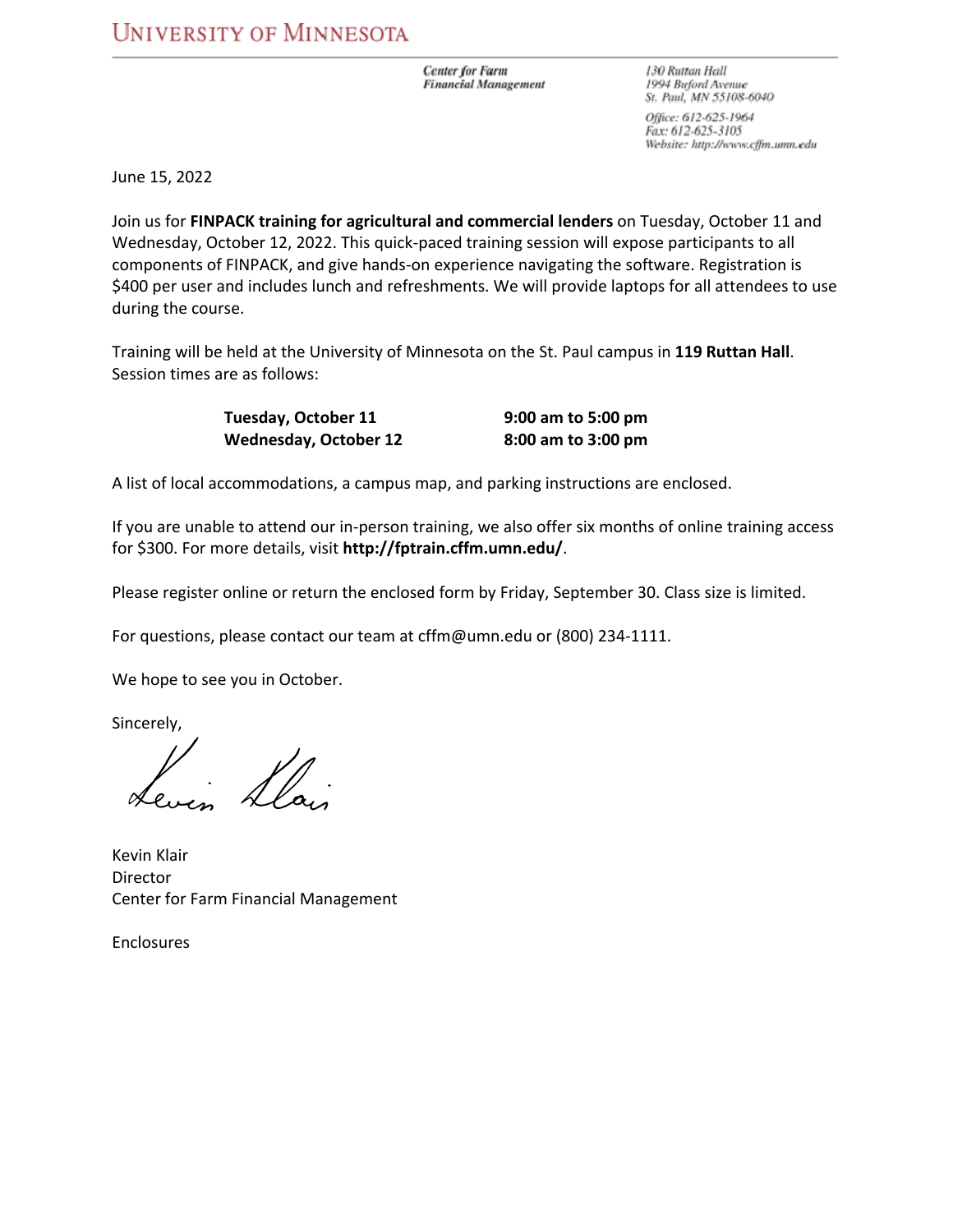UNIVERSITY OF MINNESOTA

*Center for Farm Financial Management*

*130 Ruttan Hall*
*1994 Buford Avenue*
*St. Paul, MN 55108-6040*

*Office: 612-625-1964*
*Fax: 612-625-3105*
*Website: http://www.cffm.umn.edu*

June 15, 2022

Join us for **FINPACK training for agricultural and commercial lenders** on Tuesday, October 11 and Wednesday, October 12, 2022. This quick-paced training session will expose participants to all components of FINPACK, and give hands-on experience navigating the software. Registration is $400 per user and includes lunch and refreshments. We will provide laptops for all attendees to use during the course.

Training will be held at the University of Minnesota on the St. Paul campus in **119 Ruttan Hall**. Session times are as follows:

| | |
|---|---|
| **Tuesday, October 11** | **9:00 am to 5:00 pm** |
| **Wednesday, October 12** | **8:00 am to 3:00 pm** |

A list of local accommodations, a campus map, and parking instructions are enclosed.

If you are unable to attend our in-person training, we also offer six months of online training access for $300. For more details, visit **http://fptrain.cffm.umn.edu/**.

Please register online or return the enclosed form by Friday, September 30. Class size is limited.

For questions, please contact our team at cffm@umn.edu or (800) 234-1111.

We hope to see you in October.

Sincerely,

Kevin Klair
Director
Center for Farm Financial Management

Enclosures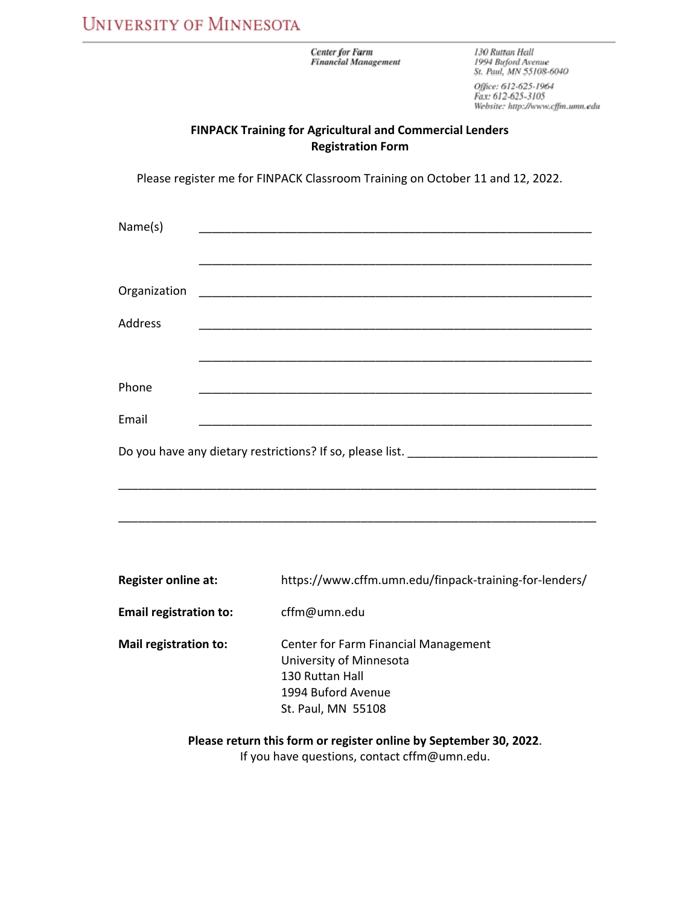UNIVERSITY OF MINNESOTA

*Center for Farm Financial Management*

*130 Ruttan Hall*
*1994 Buford Avenue*
*St. Paul, MN 55108-6040*

*Office: 612-625-1964*
*Fax: 612-625-3105*
*Website: http://www.cffm.umn.edu*

**FINPACK Training for Agricultural and Commercial Lenders**
**Registration Form**

Please register me for FINPACK Classroom Training on October 11 and 12, 2022.

Name(s) ______________________________________________________________

______________________________________________________________

Organization ______________________________________________________________

Address ______________________________________________________________

______________________________________________________________

Phone ______________________________________________________________

Email ______________________________________________________________

Do you have any dietary restrictions? If so, please list. _____________________________

___________________________________________________________________________

___________________________________________________________________________

**Register online at:** https://www.cffm.umn.edu/finpack-training-for-lenders/

**Email registration to:** cffm@umn.edu

**Mail registration to:**
Center for Farm Financial Management
University of Minnesota
130 Ruttan Hall
1994 Buford Avenue
St. Paul, MN 55108

**Please return this form or register online by September 30, 2022**.
If you have questions, contact cffm@umn.edu.